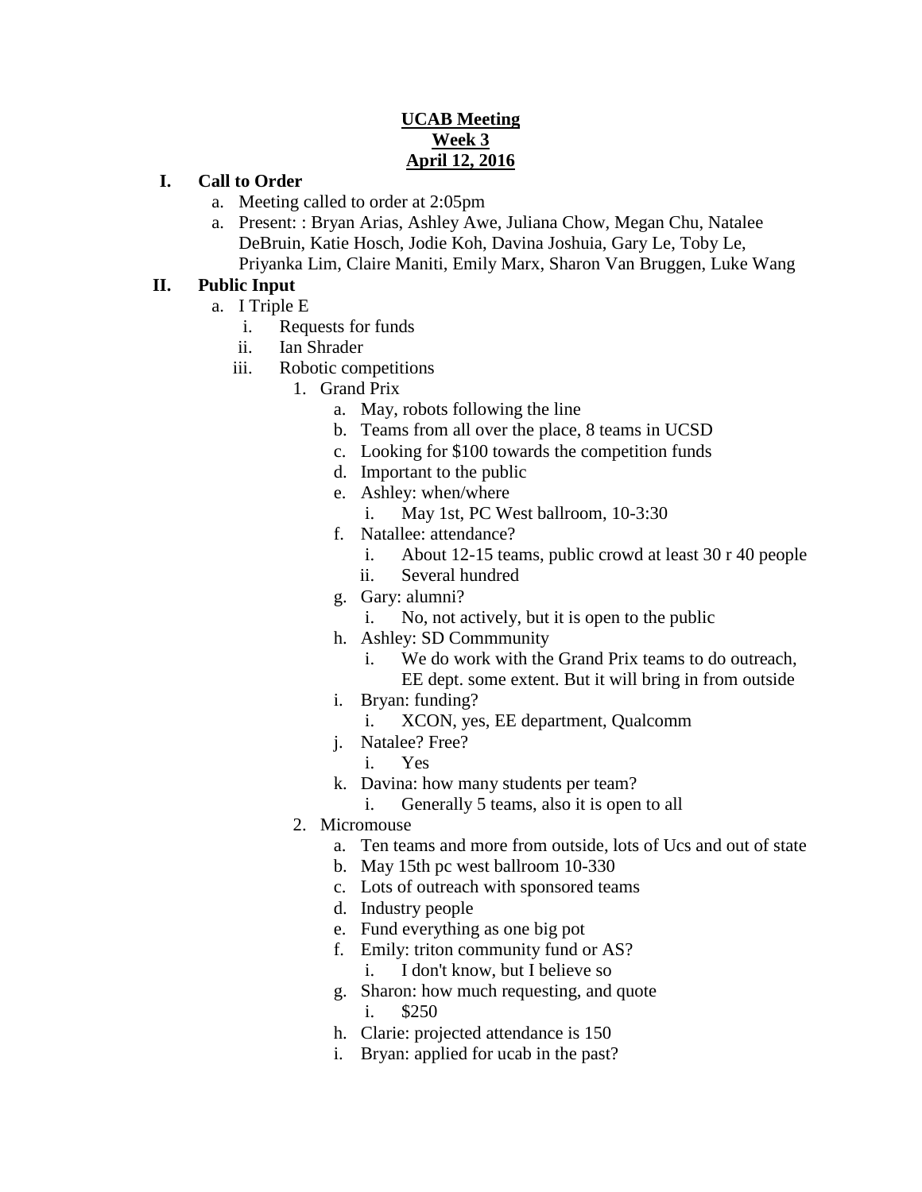**UCAB Meeting**
**Week 3**
**April 12, 2016**

I. **Call to Order**
   a. Meeting called to order at 2:05pm
   a. Present: : Bryan Arias, Ashley Awe, Juliana Chow, Megan Chu, Natalee DeBruin, Katie Hosch, Jodie Koh, Davina Joshuia, Gary Le, Toby Le, Priyanka Lim, Claire Maniti, Emily Marx, Sharon Van Bruggen, Luke Wang

II. **Public Input**
   a. I Triple E
      i. Requests for funds
      ii. Ian Shrader
      iii. Robotic competitions
         1. Grand Prix
            a. May, robots following the line
            b. Teams from all over the place, 8 teams in UCSD
            c. Looking for $100 towards the competition funds
            d. Important to the public
            e. Ashley: when/where
               i. May 1st, PC West ballroom, 10-3:30
            f. Natallee: attendance?
               i. About 12-15 teams, public crowd at least 30 r 40 people
               ii. Several hundred
            g. Gary: alumni?
               i. No, not actively, but it is open to the public
            h. Ashley: SD Commmunity
               i. We do work with the Grand Prix teams to do outreach, EE dept. some extent. But it will bring in from outside
            i. Bryan: funding?
               i. XCON, yes, EE department, Qualcomm
            j. Natalee? Free?
               i. Yes
            k. Davina: how many students per team?
               i. Generally 5 teams, also it is open to all
         2. Micromouse
            a. Ten teams and more from outside, lots of Ucs and out of state
            b. May 15th pc west ballroom 10-330
            c. Lots of outreach with sponsored teams
            d. Industry people
            e. Fund everything as one big pot
            f. Emily: triton community fund or AS?
               i. I don't know, but I believe so
            g. Sharon: how much requesting, and quote
               i. $250
            h. Clarie: projected attendance is 150
            i. Bryan: applied for ucab in the past?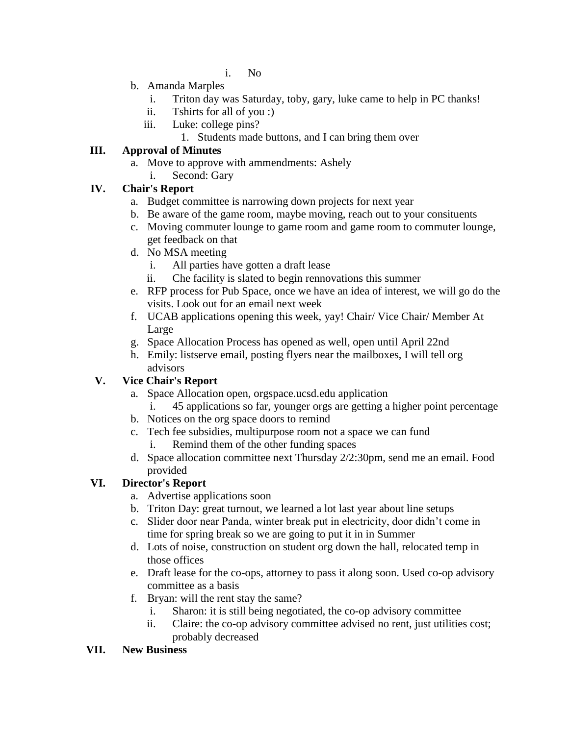i. No

b. Amanda Marples
   i. Triton day was Saturday, toby, gary, luke came to help in PC thanks!
   ii. Tshirts for all of you :)
   iii. Luke: college pins?
      1. Students made buttons, and I can bring them over

**III. Approval of Minutes**

a. Move to approve with ammendments: Ashely
   i. Second: Gary

**IV. Chair's Report**

a. Budget committee is narrowing down projects for next year
b. Be aware of the game room, maybe moving, reach out to your consituents
c. Moving commuter lounge to game room and game room to commuter lounge, get feedback on that
d. No MSA meeting
   i. All parties have gotten a draft lease
   ii. Che facility is slated to begin rennovations this summer
e. RFP process for Pub Space, once we have an idea of interest, we will go do the visits. Look out for an email next week
f. UCAB applications opening this week, yay! Chair/ Vice Chair/ Member At Large
g. Space Allocation Process has opened as well, open until April 22nd
h. Emily: listserve email, posting flyers near the mailboxes, I will tell org advisors

**V. Vice Chair's Report**

a. Space Allocation open, orgspace.ucsd.edu application
   i. 45 applications so far, younger orgs are getting a higher point percentage
b. Notices on the org space doors to remind
c. Tech fee subsidies, multipurpose room not a space we can fund
   i. Remind them of the other funding spaces
d. Space allocation committee next Thursday 2/2:30pm, send me an email. Food provided

**VI. Director's Report**

a. Advertise applications soon
b. Triton Day: great turnout, we learned a lot last year about line setups
c. Slider door near Panda, winter break put in electricity, door didn't come in time for spring break so we are going to put it in in Summer
d. Lots of noise, construction on student org down the hall, relocated temp in those offices
e. Draft lease for the co-ops, attorney to pass it along soon. Used co-op advisory committee as a basis
f. Bryan: will the rent stay the same?
   i. Sharon: it is still being negotiated, the co-op advisory committee
   ii. Claire: the co-op advisory committee advised no rent, just utilities cost; probably decreased

**VII. New Business**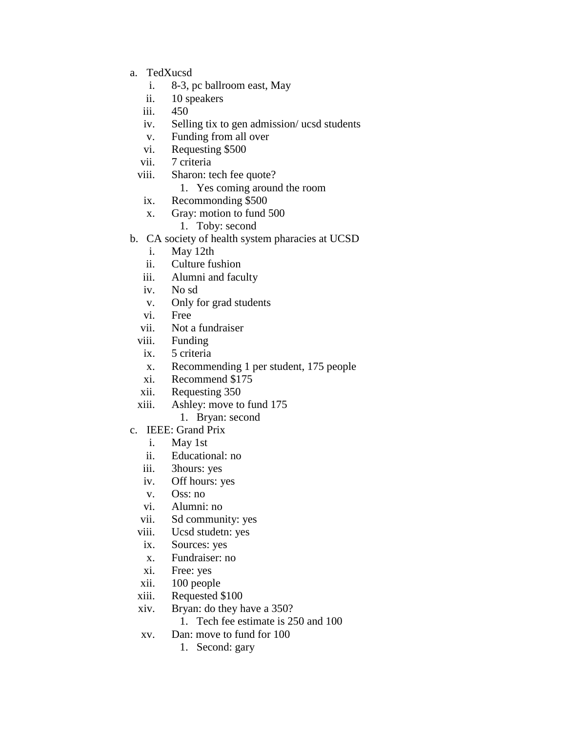a. TedXucsd
    i. 8-3, pc ballroom east, May
    ii. 10 speakers
    iii. 450
    iv. Selling tix to gen admission/ ucsd students
    v. Funding from all over
    vi. Requesting $500
    vii. 7 criteria
    viii. Sharon: tech fee quote?
        1. Yes coming around the room
    ix. Recommonding $500
    x. Gray: motion to fund 500
        1. Toby: second
b. CA society of health system pharacies at UCSD
    i. May 12th
    ii. Culture fushion
    iii. Alumni and faculty
    iv. No sd
    v. Only for grad students
    vi. Free
    vii. Not a fundraiser
    viii. Funding
    ix. 5 criteria
    x. Recommending 1 per student, 175 people
    xi. Recommend $175
    xii. Requesting 350
    xiii. Ashley: move to fund 175
        1. Bryan: second
c. IEEE: Grand Prix
    i. May 1st
    ii. Educational: no
    iii. 3hours: yes
    iv. Off hours: yes
    v. Oss: no
    vi. Alumni: no
    vii. Sd community: yes
    viii. Ucsd studetn: yes
    ix. Sources: yes
    x. Fundraiser: no
    xi. Free: yes
    xii. 100 people
    xiii. Requested $100
    xiv. Bryan: do they have a 350?
        1. Tech fee estimate is 250 and 100
    xv. Dan: move to fund for 100
        1. Second: gary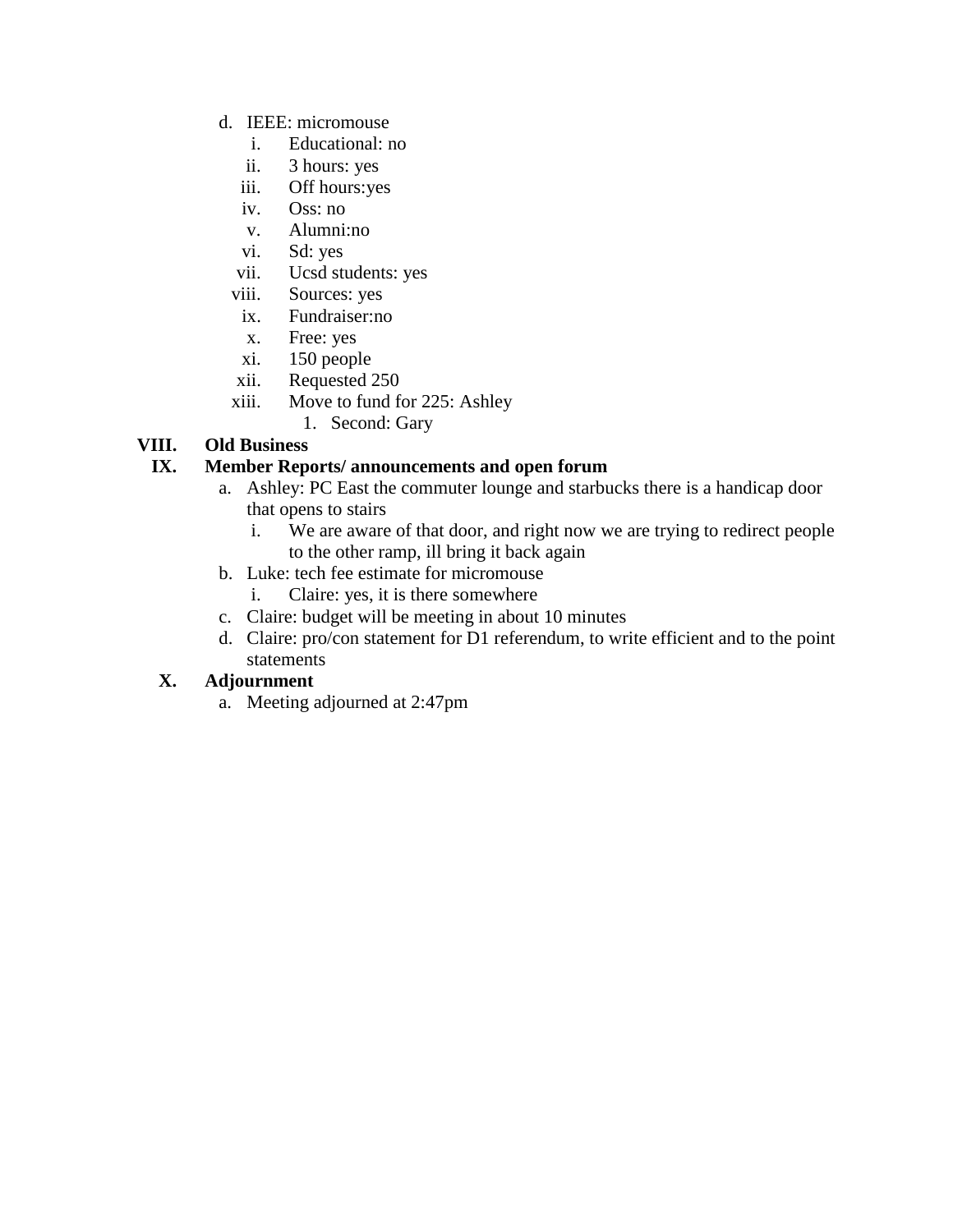d. IEEE: micromouse
    i. Educational: no
    ii. 3 hours: yes
    iii. Off hours:yes
    iv. Oss: no
    v. Alumni:no
    vi. Sd: yes
    vii. Ucsd students: yes
    viii. Sources: yes
    ix. Fundraiser:no
    x. Free: yes
    xi. 150 people
    xii. Requested 250
    xiii. Move to fund for 225: Ashley
        1. Second: Gary

**VIII. Old Business**

**IX. Member Reports/ announcements and open forum**

a. Ashley: PC East the commuter lounge and starbucks there is a handicap door that opens to stairs
    i. We are aware of that door, and right now we are trying to redirect people to the other ramp, ill bring it back again

b. Luke: tech fee estimate for micromouse
    i. Claire: yes, it is there somewhere

c. Claire: budget will be meeting in about 10 minutes

d. Claire: pro/con statement for D1 referendum, to write efficient and to the point statements

**X. Adjournment**

a. Meeting adjourned at 2:47pm